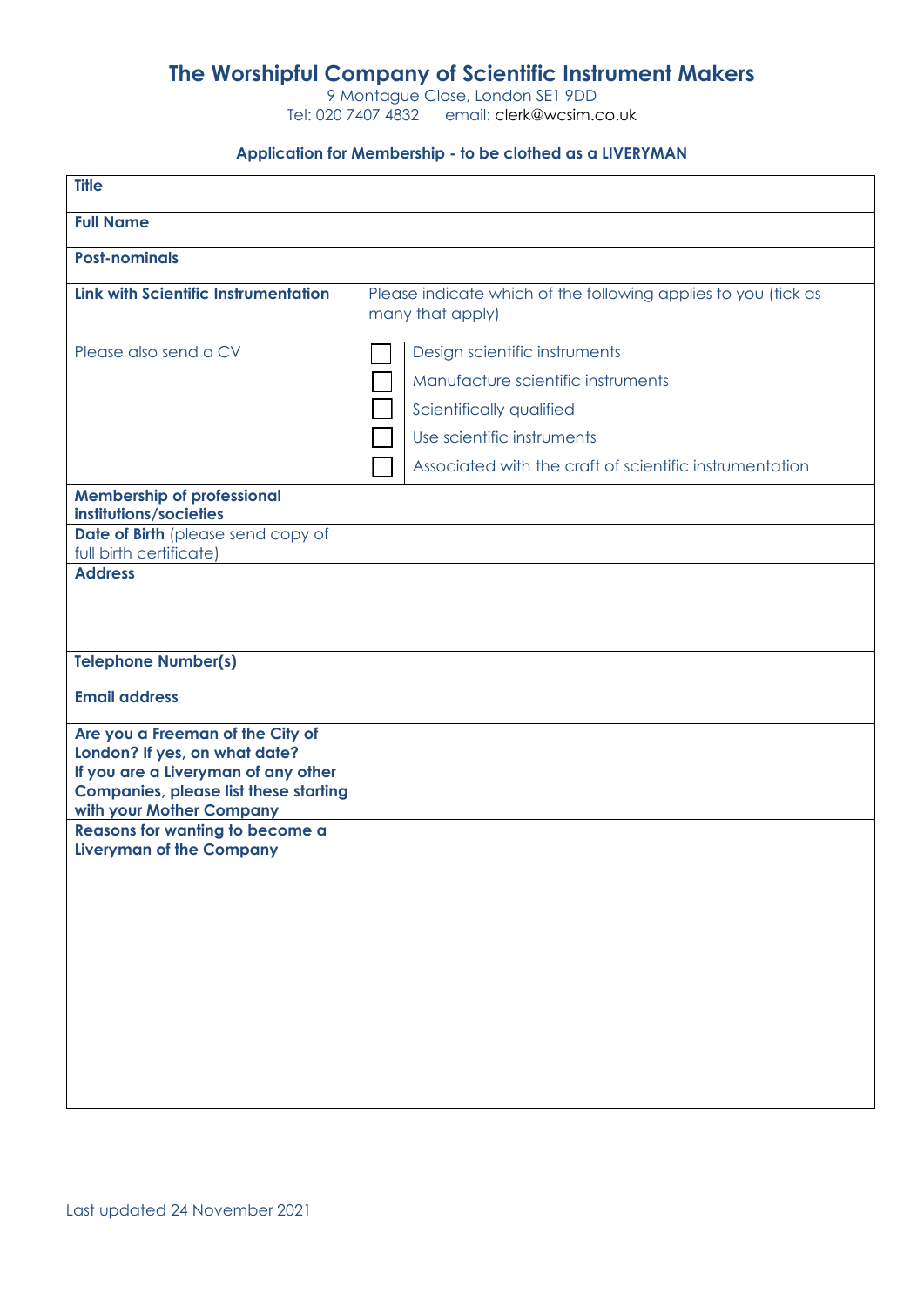# The Worshipful Company of Scientific Instrument Makers

9 Montague Close, London SE1 9DD
Tel: 020 7407 4832 email: clerk@wcsim.co.uk

### Application for Membership - to be clothed as a LIVERYMAN

| | |
|---|---|
| **Title** | |
| **Full Name** | |
| **Post-nominals** | |
| **Link with Scientific Instrumentation** | Please indicate which of the following applies to you (tick as many that apply) |
| Please also send a CV | ☐ Design scientific instruments<br>☐ Manufacture scientific instruments<br>☐ Scientifically qualified<br>☐ Use scientific instruments<br>☐ Associated with the craft of scientific instrumentation |
| **Membership of professional institutions/societies** | |
| **Date of Birth** (please send copy of full birth certificate) | |
| **Address** | |
| **Telephone Number(s)** | |
| **Email address** | |
| **Are you a Freeman of the City of London? If yes, on what date?** | |
| **If you are a Liveryman of any other Companies, please list these starting with your Mother Company** | |
| **Reasons for wanting to become a Liveryman of the Company** | |

Last updated 24 November 2021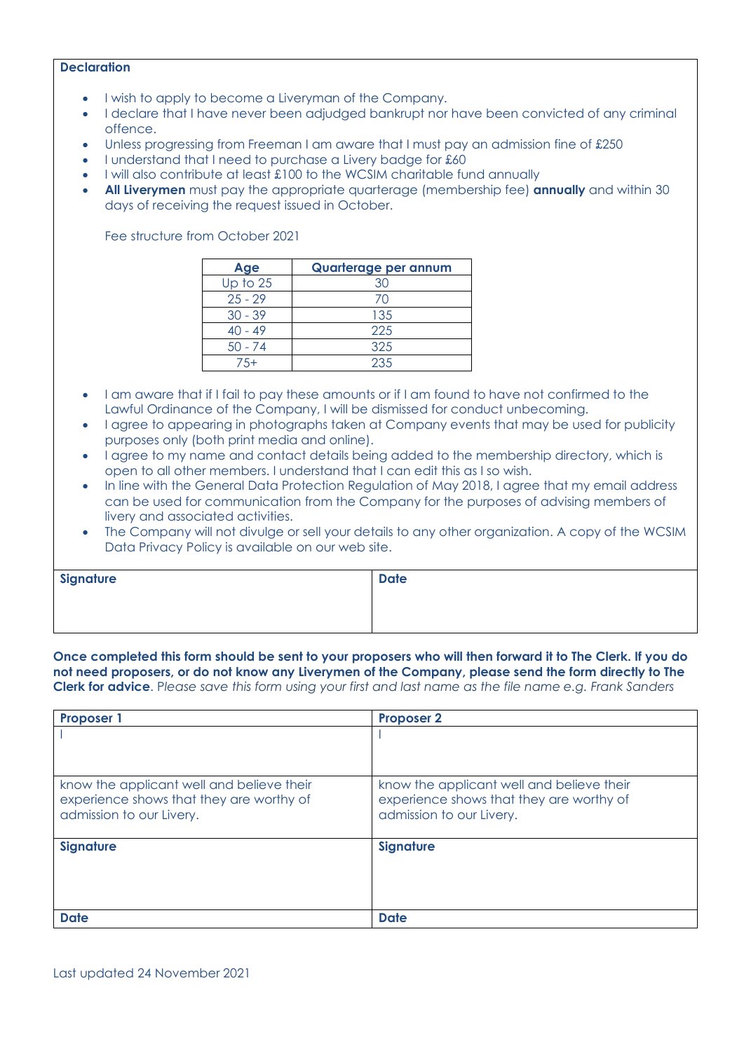**Declaration**

- I wish to apply to become a Liveryman of the Company.
- I declare that I have never been adjudged bankrupt nor have been convicted of any criminal offence.
- Unless progressing from Freeman I am aware that I must pay an admission fine of £250
- I understand that I need to purchase a Livery badge for £60
- I will also contribute at least £100 to the WCSIM charitable fund annually
- **All Liverymen** must pay the appropriate quarterage (membership fee) **annually** and within 30 days of receiving the request issued in October.

Fee structure from October 2021

| Age | Quarterage per annum |
|---|---|
| Up to 25 | 30 |
| 25 - 29 | 70 |
| 30 - 39 | 135 |
| 40 - 49 | 225 |
| 50 - 74 | 325 |
| 75+ | 235 |

- I am aware that if I fail to pay these amounts or if I am found to have not confirmed to the Lawful Ordinance of the Company, I will be dismissed for conduct unbecoming.
- I agree to appearing in photographs taken at Company events that may be used for publicity purposes only (both print media and online).
- I agree to my name and contact details being added to the membership directory, which is open to all other members. I understand that I can edit this as I so wish.
- In line with the General Data Protection Regulation of May 2018, I agree that my email address can be used for communication from the Company for the purposes of advising members of livery and associated activities.
- The Company will not divulge or sell your details to any other organization. A copy of the WCSIM Data Privacy Policy is available on our web site.

| **Signature** | **Date** |
|---|---|
| | |

**Once completed this form should be sent to your proposers who will then forward it to The Clerk. If you do not need proposers, or do not know any Liverymen of the Company, please send the form directly to The Clerk for advice**. *Please save this form using your first and last name as the file name e.g. Frank Sanders*

| **Proposer 1** | **Proposer 2** |
|---|---|
| I | I |
| know the applicant well and believe their experience shows that they are worthy of admission to our Livery. | know the applicant well and believe their experience shows that they are worthy of admission to our Livery. |
| **Signature** | **Signature** |
| **Date** | **Date** |

Last updated 24 November 2021